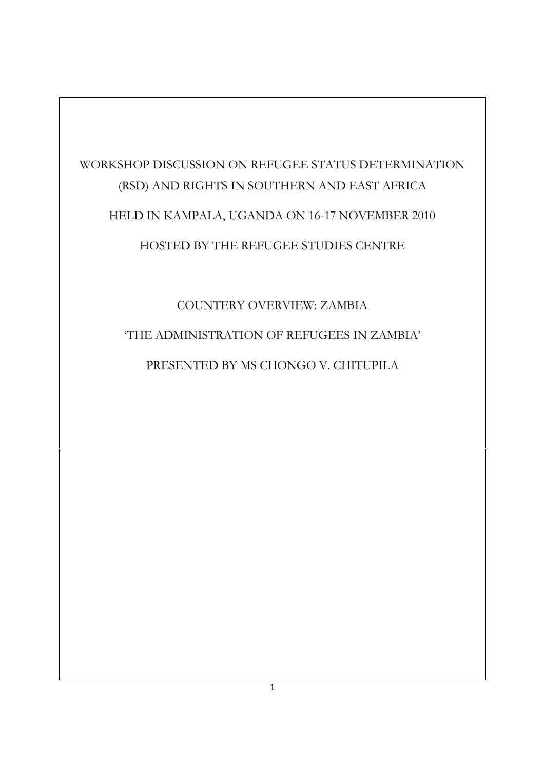WORKSHOP DISCUSSION ON REFUGEE STATUS DETERMINATION (RSD) AND RIGHTS IN SOUTHERN AND EAST AFRICA

HELD IN KAMPALA, UGANDA ON 16-17 NOVEMBER 2010

HOSTED BY THE REFUGEE STUDIES CENTRE

COUNTERY OVERVIEW: ZAMBIA

'THE ADMINISTRATION OF REFUGEES IN ZAMBIA'

PRESENTED BY MS CHONGO V. CHITUPILA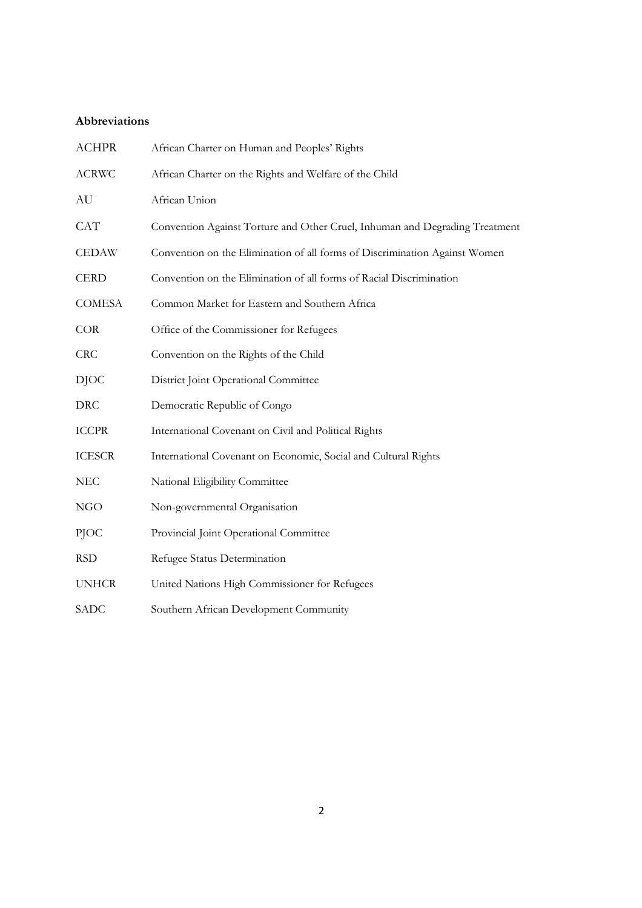**Abbreviations**

| | |
|---|---|
| ACHPR | African Charter on Human and Peoples' Rights |
| ACRWC | African Charter on the Rights and Welfare of the Child |
| AU | African Union |
| CAT | Convention Against Torture and Other Cruel, Inhuman and Degrading Treatment |
| CEDAW | Convention on the Elimination of all forms of Discrimination Against Women |
| CERD | Convention on the Elimination of all forms of Racial Discrimination |
| COMESA | Common Market for Eastern and Southern Africa |
| COR | Office of the Commissioner for Refugees |
| CRC | Convention on the Rights of the Child |
| DJOC | District Joint Operational Committee |
| DRC | Democratic Republic of Congo |
| ICCPR | International Covenant on Civil and Political Rights |
| ICESCR | International Covenant on Economic, Social and Cultural Rights |
| NEC | National Eligibility Committee |
| NGO | Non-governmental Organisation |
| PJOC | Provincial Joint Operational Committee |
| RSD | Refugee Status Determination |
| UNHCR | United Nations High Commissioner for Refugees |
| SADC | Southern African Development Community |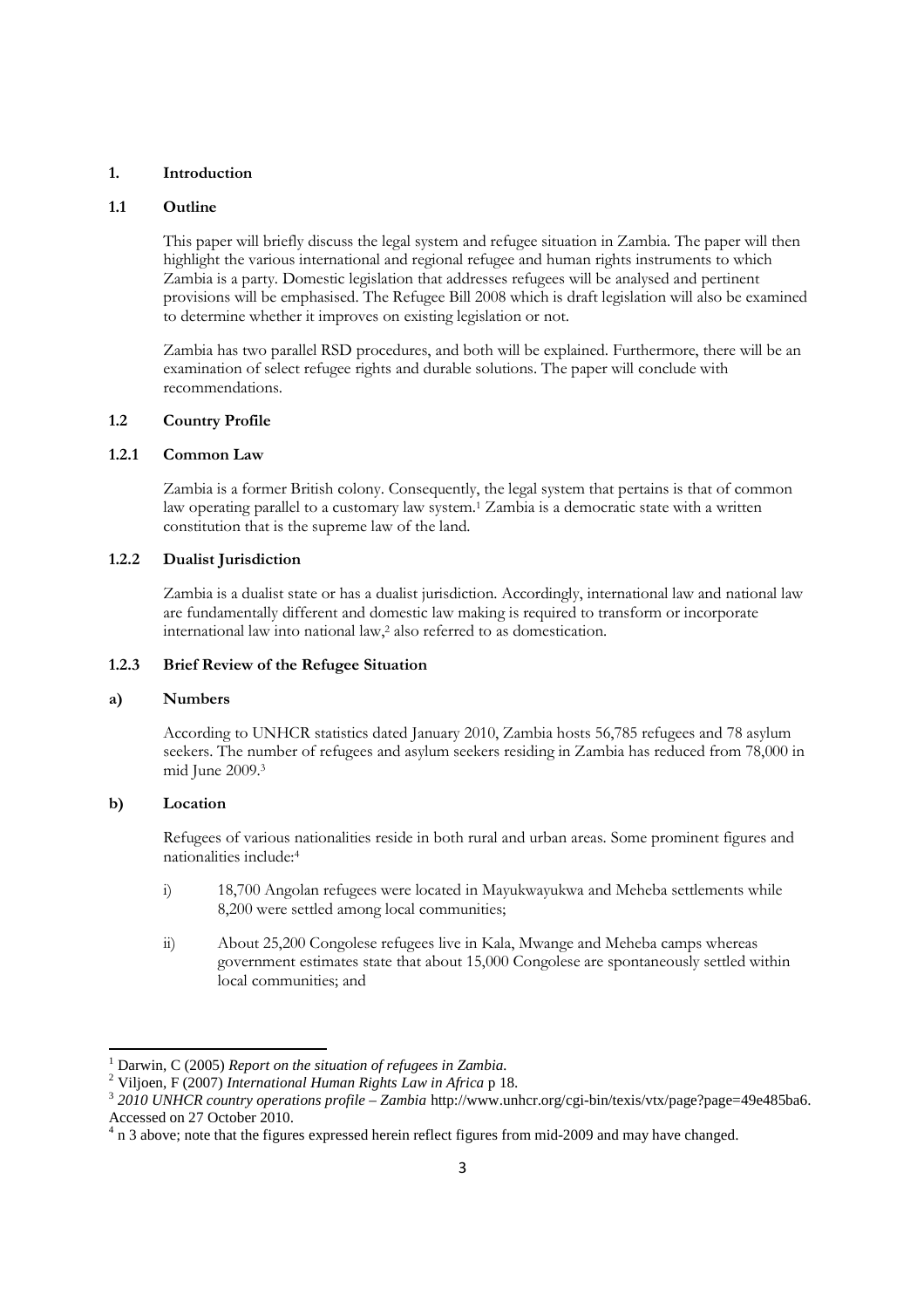# 1. Introduction

## 1.1 Outline

This paper will briefly discuss the legal system and refugee situation in Zambia. The paper will then highlight the various international and regional refugee and human rights instruments to which Zambia is a party. Domestic legislation that addresses refugees will be analysed and pertinent provisions will be emphasised. The Refugee Bill 2008 which is draft legislation will also be examined to determine whether it improves on existing legislation or not.

Zambia has two parallel RSD procedures, and both will be explained. Furthermore, there will be an examination of select refugee rights and durable solutions. The paper will conclude with recommendations.

## 1.2 Country Profile

### 1.2.1 Common Law

Zambia is a former British colony. Consequently, the legal system that pertains is that of common law operating parallel to a customary law system.[1] Zambia is a democratic state with a written constitution that is the supreme law of the land.

### 1.2.2 Dualist Jurisdiction

Zambia is a dualist state or has a dualist jurisdiction. Accordingly, international law and national law are fundamentally different and domestic law making is required to transform or incorporate international law into national law,[2] also referred to as domestication.

### 1.2.3 Brief Review of the Refugee Situation

**a) Numbers**

According to UNHCR statistics dated January 2010, Zambia hosts 56,785 refugees and 78 asylum seekers. The number of refugees and asylum seekers residing in Zambia has reduced from 78,000 in mid June 2009.[3]

**b) Location**

Refugees of various nationalities reside in both rural and urban areas. Some prominent figures and nationalities include:[4]

i) 18,700 Angolan refugees were located in Mayukwayukwa and Meheba settlements while 8,200 were settled among local communities;

ii) About 25,200 Congolese refugees live in Kala, Mwange and Meheba camps whereas government estimates state that about 15,000 Congolese are spontaneously settled within local communities; and

---

[1] Darwin, C (2005) *Report on the situation of refugees in Zambia.*

[2] Viljoen, F (2007) *International Human Rights Law in Africa* p 18.

[3] *2010 UNHCR country operations profile – Zambia* http://www.unhcr.org/cgi-bin/texis/vtx/page?page=49e485ba6. Accessed on 27 October 2010.

[4] n 3 above; note that the figures expressed herein reflect figures from mid-2009 and may have changed.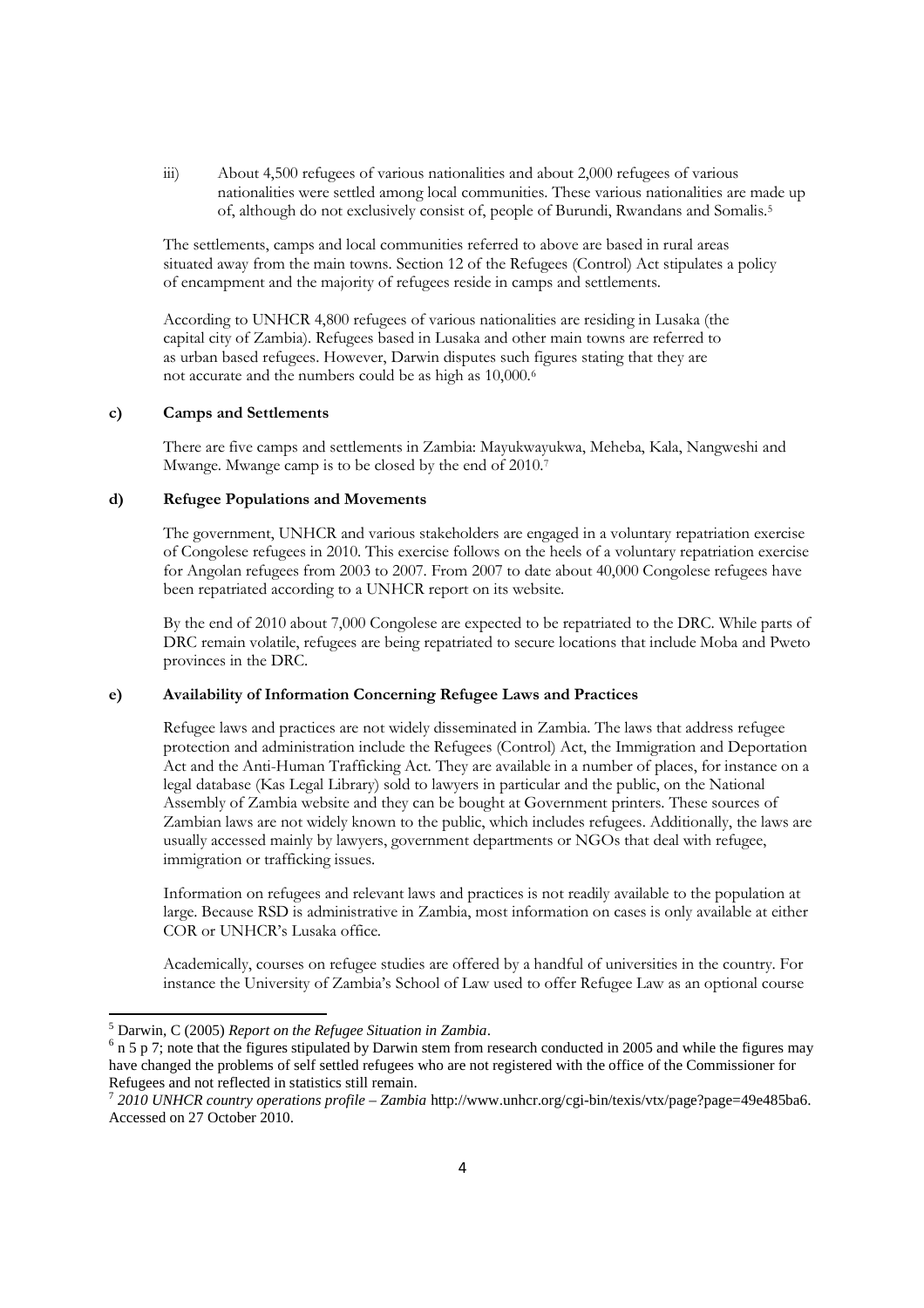iii) About 4,500 refugees of various nationalities and about 2,000 refugees of various nationalities were settled among local communities. These various nationalities are made up of, although do not exclusively consist of, people of Burundi, Rwandans and Somalis.[5]

The settlements, camps and local communities referred to above are based in rural areas situated away from the main towns. Section 12 of the Refugees (Control) Act stipulates a policy of encampment and the majority of refugees reside in camps and settlements.

According to UNHCR 4,800 refugees of various nationalities are residing in Lusaka (the capital city of Zambia). Refugees based in Lusaka and other main towns are referred to as urban based refugees. However, Darwin disputes such figures stating that they are not accurate and the numbers could be as high as 10,000.[6]

#### c) Camps and Settlements

There are five camps and settlements in Zambia: Mayukwayukwa, Meheba, Kala, Nangweshi and Mwange. Mwange camp is to be closed by the end of 2010.[7]

#### d) Refugee Populations and Movements

The government, UNHCR and various stakeholders are engaged in a voluntary repatriation exercise of Congolese refugees in 2010. This exercise follows on the heels of a voluntary repatriation exercise for Angolan refugees from 2003 to 2007. From 2007 to date about 40,000 Congolese refugees have been repatriated according to a UNHCR report on its website.

By the end of 2010 about 7,000 Congolese are expected to be repatriated to the DRC. While parts of DRC remain volatile, refugees are being repatriated to secure locations that include Moba and Pweto provinces in the DRC.

#### e) Availability of Information Concerning Refugee Laws and Practices

Refugee laws and practices are not widely disseminated in Zambia. The laws that address refugee protection and administration include the Refugees (Control) Act, the Immigration and Deportation Act and the Anti-Human Trafficking Act. They are available in a number of places, for instance on a legal database (Kas Legal Library) sold to lawyers in particular and the public, on the National Assembly of Zambia website and they can be bought at Government printers. These sources of Zambian laws are not widely known to the public, which includes refugees. Additionally, the laws are usually accessed mainly by lawyers, government departments or NGOs that deal with refugee, immigration or trafficking issues.

Information on refugees and relevant laws and practices is not readily available to the population at large. Because RSD is administrative in Zambia, most information on cases is only available at either COR or UNHCR's Lusaka office.

Academically, courses on refugee studies are offered by a handful of universities in the country. For instance the University of Zambia's School of Law used to offer Refugee Law as an optional course

---

[5] Darwin, C (2005) *Report on the Refugee Situation in Zambia*.

[6] n 5 p 7; note that the figures stipulated by Darwin stem from research conducted in 2005 and while the figures may have changed the problems of self settled refugees who are not registered with the office of the Commissioner for Refugees and not reflected in statistics still remain.

[7] *2010 UNHCR country operations profile – Zambia* http://www.unhcr.org/cgi-bin/texis/vtx/page?page=49e485ba6. Accessed on 27 October 2010.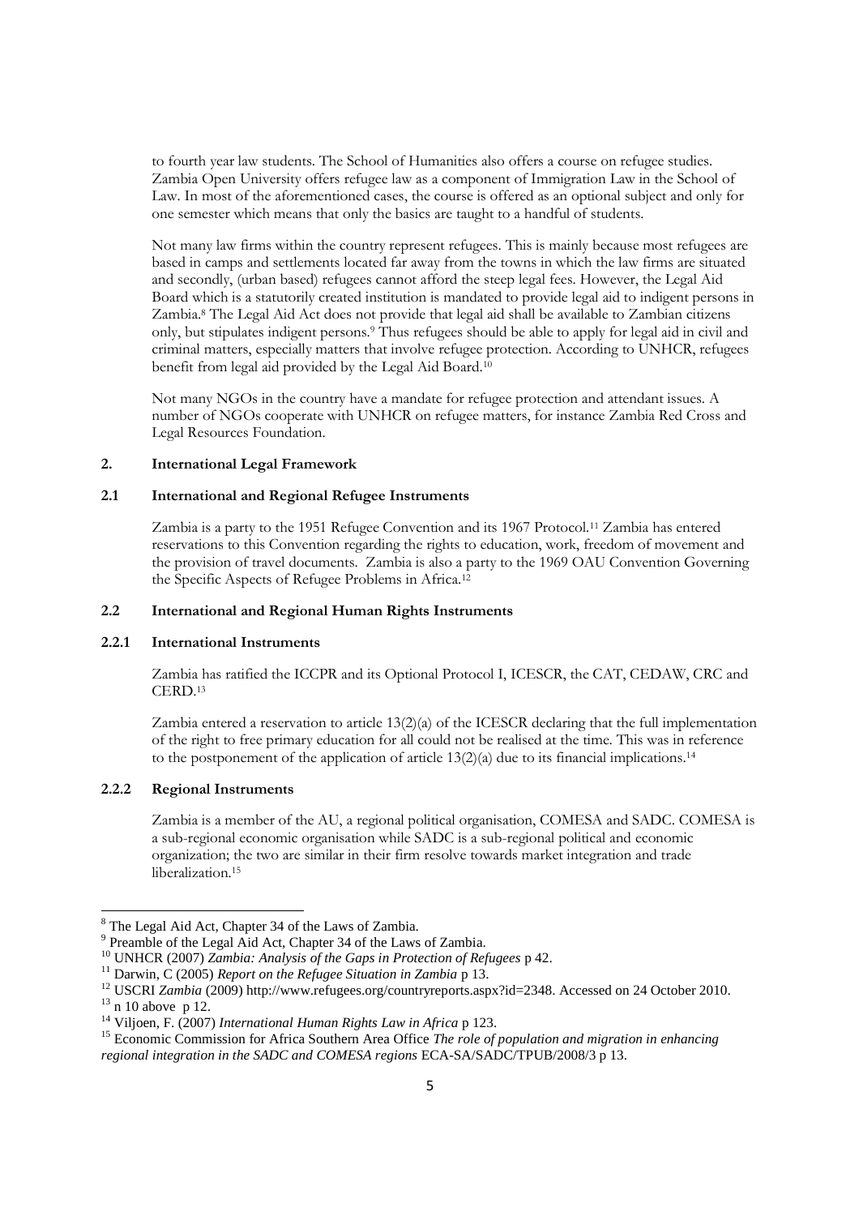to fourth year law students. The School of Humanities also offers a course on refugee studies. Zambia Open University offers refugee law as a component of Immigration Law in the School of Law. In most of the aforementioned cases, the course is offered as an optional subject and only for one semester which means that only the basics are taught to a handful of students.

Not many law firms within the country represent refugees. This is mainly because most refugees are based in camps and settlements located far away from the towns in which the law firms are situated and secondly, (urban based) refugees cannot afford the steep legal fees. However, the Legal Aid Board which is a statutorily created institution is mandated to provide legal aid to indigent persons in Zambia.[8] The Legal Aid Act does not provide that legal aid shall be available to Zambian citizens only, but stipulates indigent persons.[9] Thus refugees should be able to apply for legal aid in civil and criminal matters, especially matters that involve refugee protection. According to UNHCR, refugees benefit from legal aid provided by the Legal Aid Board.[10]

Not many NGOs in the country have a mandate for refugee protection and attendant issues. A number of NGOs cooperate with UNHCR on refugee matters, for instance Zambia Red Cross and Legal Resources Foundation.

## 2. International Legal Framework

### 2.1 International and Regional Refugee Instruments

Zambia is a party to the 1951 Refugee Convention and its 1967 Protocol.[11] Zambia has entered reservations to this Convention regarding the rights to education, work, freedom of movement and the provision of travel documents. Zambia is also a party to the 1969 OAU Convention Governing the Specific Aspects of Refugee Problems in Africa.[12]

### 2.2 International and Regional Human Rights Instruments

#### 2.2.1 International Instruments

Zambia has ratified the ICCPR and its Optional Protocol I, ICESCR, the CAT, CEDAW, CRC and CERD.[13]

Zambia entered a reservation to article 13(2)(a) of the ICESCR declaring that the full implementation of the right to free primary education for all could not be realised at the time. This was in reference to the postponement of the application of article 13(2)(a) due to its financial implications.[14]

#### 2.2.2 Regional Instruments

Zambia is a member of the AU, a regional political organisation, COMESA and SADC. COMESA is a sub-regional economic organisation while SADC is a sub-regional political and economic organization; the two are similar in their firm resolve towards market integration and trade liberalization.[15]

---

[8] The Legal Aid Act, Chapter 34 of the Laws of Zambia.

[9] Preamble of the Legal Aid Act, Chapter 34 of the Laws of Zambia.

[10] UNHCR (2007) *Zambia: Analysis of the Gaps in Protection of Refugees* p 42.

[11] Darwin, C (2005) *Report on the Refugee Situation in Zambia* p 13.

[12] USCRI *Zambia* (2009) http://www.refugees.org/countryreports.aspx?id=2348. Accessed on 24 October 2010.

[13] n 10 above p 12.

[14] Viljoen, F. (2007) *International Human Rights Law in Africa* p 123.

[15] Economic Commission for Africa Southern Area Office *The role of population and migration in enhancing regional integration in the SADC and COMESA regions* ECA-SA/SADC/TPUB/2008/3 p 13.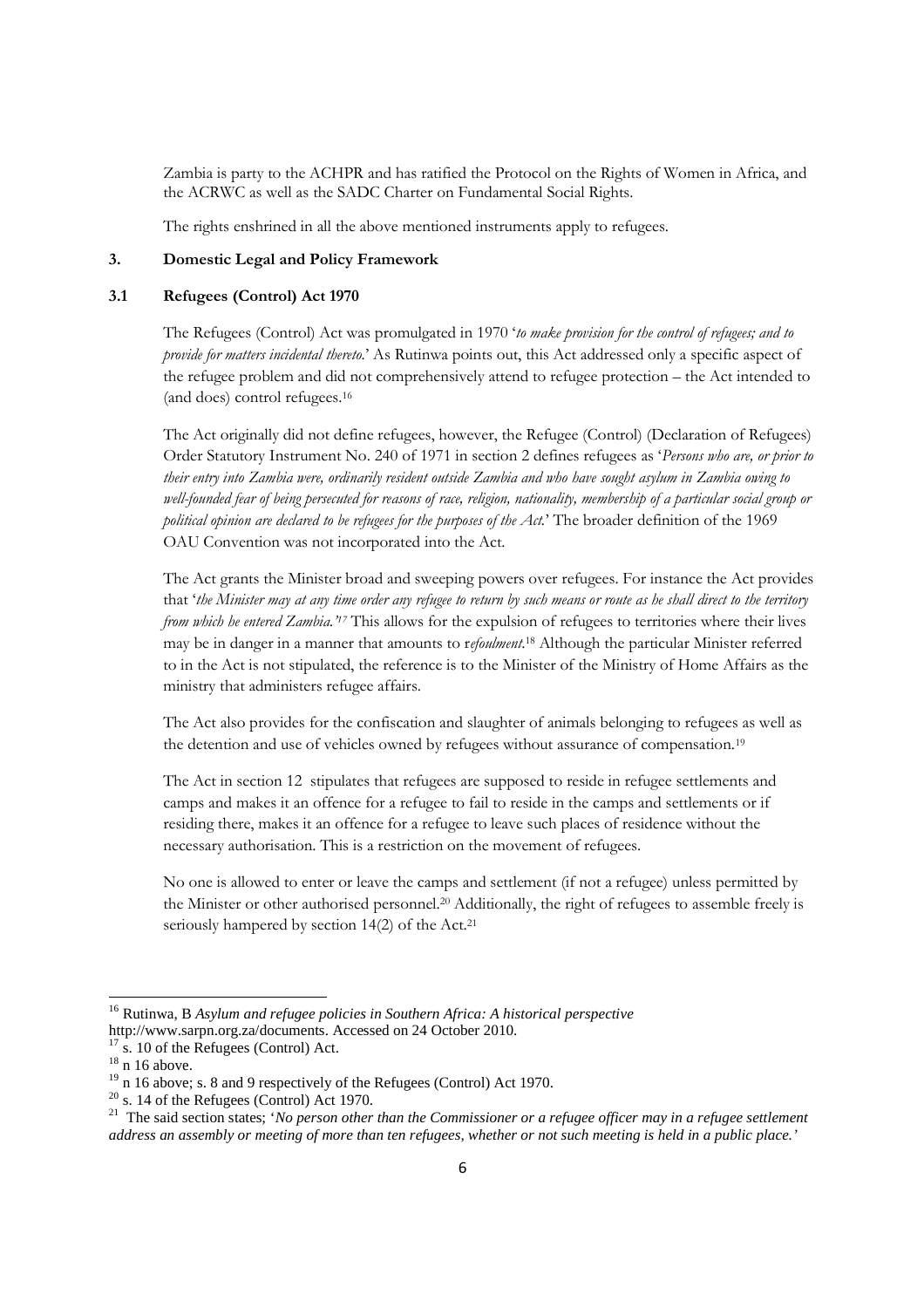Zambia is party to the ACHPR and has ratified the Protocol on the Rights of Women in Africa, and the ACRWC as well as the SADC Charter on Fundamental Social Rights.

The rights enshrined in all the above mentioned instruments apply to refugees.

## 3. Domestic Legal and Policy Framework

### 3.1 Refugees (Control) Act 1970

The Refugees (Control) Act was promulgated in 1970 '*to make provision for the control of refugees; and to provide for matters incidental thereto*.' As Rutinwa points out, this Act addressed only a specific aspect of the refugee problem and did not comprehensively attend to refugee protection – the Act intended to (and does) control refugees.[16]

The Act originally did not define refugees, however, the Refugee (Control) (Declaration of Refugees) Order Statutory Instrument No. 240 of 1971 in section 2 defines refugees as '*Persons who are, or prior to their entry into Zambia were, ordinarily resident outside Zambia and who have sought asylum in Zambia owing to well-founded fear of being persecuted for reasons of race, religion, nationality, membership of a particular social group or political opinion are declared to be refugees for the purposes of the Act*.' The broader definition of the 1969 OAU Convention was not incorporated into the Act.

The Act grants the Minister broad and sweeping powers over refugees. For instance the Act provides that '*the Minister may at any time order any refugee to return by such means or route as he shall direct to the territory from which he entered Zambia.*'[17] This allows for the expulsion of refugees to territories where their lives may be in danger in a manner that amounts to r*efoulment*.[18] Although the particular Minister referred to in the Act is not stipulated, the reference is to the Minister of the Ministry of Home Affairs as the ministry that administers refugee affairs.

The Act also provides for the confiscation and slaughter of animals belonging to refugees as well as the detention and use of vehicles owned by refugees without assurance of compensation.[19]

The Act in section 12 stipulates that refugees are supposed to reside in refugee settlements and camps and makes it an offence for a refugee to fail to reside in the camps and settlements or if residing there, makes it an offence for a refugee to leave such places of residence without the necessary authorisation. This is a restriction on the movement of refugees.

No one is allowed to enter or leave the camps and settlement (if not a refugee) unless permitted by the Minister or other authorised personnel.[20] Additionally, the right of refugees to assemble freely is seriously hampered by section 14(2) of the Act.[21]

---

[16] Rutinwa, B *Asylum and refugee policies in Southern Africa: A historical perspective* http://www.sarpn.org.za/documents. Accessed on 24 October 2010.

[17] s. 10 of the Refugees (Control) Act.

[18] n 16 above.

[19] n 16 above; s. 8 and 9 respectively of the Refugees (Control) Act 1970.

[20] s. 14 of the Refugees (Control) Act 1970.

[21] The said section states; '*No person other than the Commissioner or a refugee officer may in a refugee settlement address an assembly or meeting of more than ten refugees, whether or not such meeting is held in a public place.'*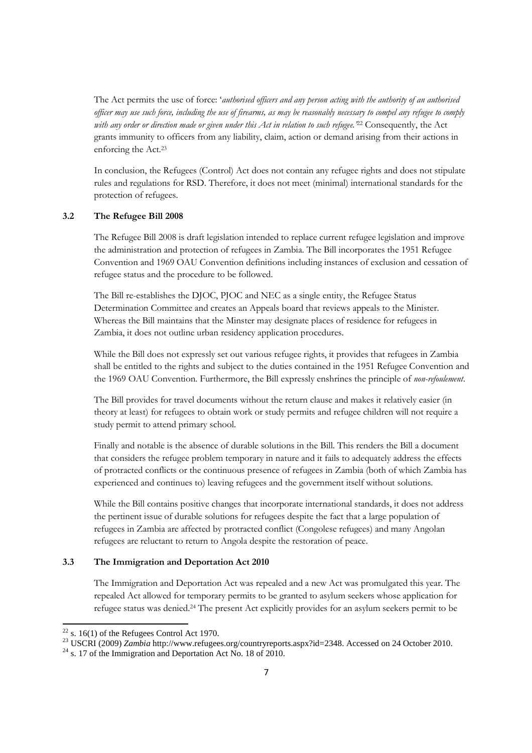The Act permits the use of force: '*authorised officers and any person acting with the authority of an authorised officer may use such force, including the use of firearms, as may be reasonably necessary to compel any refugee to comply with any order or direction made or given under this Act in relation to such refugee.*'[22] Consequently, the Act grants immunity to officers from any liability, claim, action or demand arising from their actions in enforcing the Act.[23]

In conclusion, the Refugees (Control) Act does not contain any refugee rights and does not stipulate rules and regulations for RSD. Therefore, it does not meet (minimal) international standards for the protection of refugees.

### 3.2 The Refugee Bill 2008

The Refugee Bill 2008 is draft legislation intended to replace current refugee legislation and improve the administration and protection of refugees in Zambia. The Bill incorporates the 1951 Refugee Convention and 1969 OAU Convention definitions including instances of exclusion and cessation of refugee status and the procedure to be followed.

The Bill re-establishes the DJOC, PJOC and NEC as a single entity, the Refugee Status Determination Committee and creates an Appeals board that reviews appeals to the Minister. Whereas the Bill maintains that the Minster may designate places of residence for refugees in Zambia, it does not outline urban residency application procedures.

While the Bill does not expressly set out various refugee rights, it provides that refugees in Zambia shall be entitled to the rights and subject to the duties contained in the 1951 Refugee Convention and the 1969 OAU Convention. Furthermore, the Bill expressly enshrines the principle of *non-refoulement*.

The Bill provides for travel documents without the return clause and makes it relatively easier (in theory at least) for refugees to obtain work or study permits and refugee children will not require a study permit to attend primary school.

Finally and notable is the absence of durable solutions in the Bill. This renders the Bill a document that considers the refugee problem temporary in nature and it fails to adequately address the effects of protracted conflicts or the continuous presence of refugees in Zambia (both of which Zambia has experienced and continues to) leaving refugees and the government itself without solutions.

While the Bill contains positive changes that incorporate international standards, it does not address the pertinent issue of durable solutions for refugees despite the fact that a large population of refugees in Zambia are affected by protracted conflict (Congolese refugees) and many Angolan refugees are reluctant to return to Angola despite the restoration of peace.

### 3.3 The Immigration and Deportation Act 2010

The Immigration and Deportation Act was repealed and a new Act was promulgated this year. The repealed Act allowed for temporary permits to be granted to asylum seekers whose application for refugee status was denied.[24] The present Act explicitly provides for an asylum seekers permit to be

---

[22] s. 16(1) of the Refugees Control Act 1970.

[23] USCRI (2009) *Zambia* http://www.refugees.org/countryreports.aspx?id=2348. Accessed on 24 October 2010.

[24] s. 17 of the Immigration and Deportation Act No. 18 of 2010.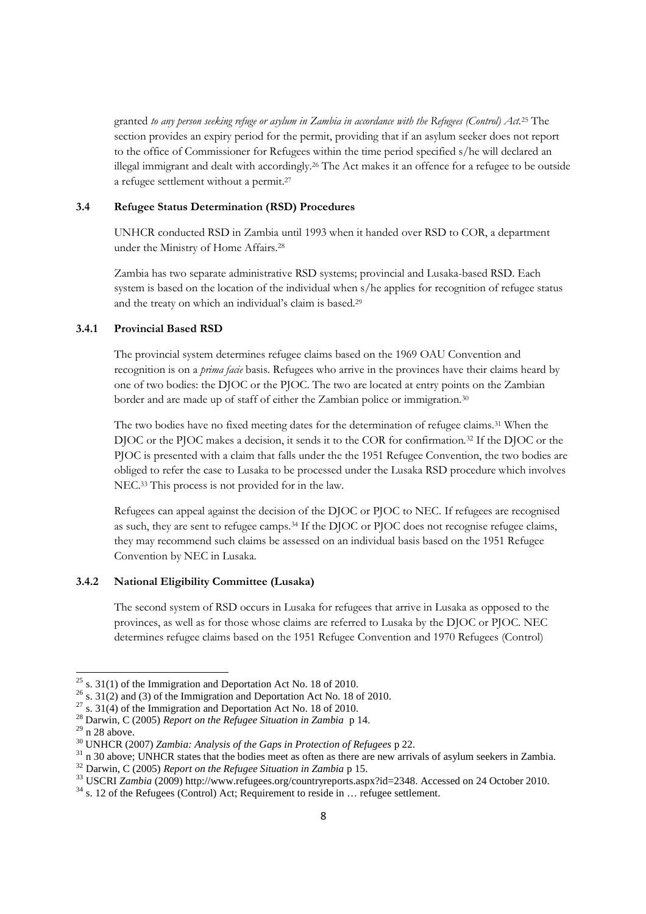granted *to any person seeking refuge or asylum in Zambia in accordance with the Refugees (Control) Act*.[25] The section provides an expiry period for the permit, providing that if an asylum seeker does not report to the office of Commissioner for Refugees within the time period specified s/he will declared an illegal immigrant and dealt with accordingly.[26] The Act makes it an offence for a refugee to be outside a refugee settlement without a permit.[27]

### 3.4 Refugee Status Determination (RSD) Procedures

UNHCR conducted RSD in Zambia until 1993 when it handed over RSD to COR, a department under the Ministry of Home Affairs.[28]

Zambia has two separate administrative RSD systems; provincial and Lusaka-based RSD. Each system is based on the location of the individual when s/he applies for recognition of refugee status and the treaty on which an individual's claim is based.[29]

#### 3.4.1 Provincial Based RSD

The provincial system determines refugee claims based on the 1969 OAU Convention and recognition is on a *prima facie* basis. Refugees who arrive in the provinces have their claims heard by one of two bodies: the DJOC or the PJOC. The two are located at entry points on the Zambian border and are made up of staff of either the Zambian police or immigration.[30]

The two bodies have no fixed meeting dates for the determination of refugee claims.[31] When the DJOC or the PJOC makes a decision, it sends it to the COR for confirmation.[32] If the DJOC or the PJOC is presented with a claim that falls under the the 1951 Refugee Convention, the two bodies are obliged to refer the case to Lusaka to be processed under the Lusaka RSD procedure which involves NEC.[33] This process is not provided for in the law.

Refugees can appeal against the decision of the DJOC or PJOC to NEC. If refugees are recognised as such, they are sent to refugee camps.[34] If the DJOC or PJOC does not recognise refugee claims, they may recommend such claims be assessed on an individual basis based on the 1951 Refugee Convention by NEC in Lusaka.

#### 3.4.2 National Eligibility Committee (Lusaka)

The second system of RSD occurs in Lusaka for refugees that arrive in Lusaka as opposed to the provinces, as well as for those whose claims are referred to Lusaka by the DJOC or PJOC. NEC determines refugee claims based on the 1951 Refugee Convention and 1970 Refugees (Control)

---

[25] s. 31(1) of the Immigration and Deportation Act No. 18 of 2010.
[26] s. 31(2) and (3) of the Immigration and Deportation Act No. 18 of 2010.
[27] s. 31(4) of the Immigration and Deportation Act No. 18 of 2010.
[28] Darwin, C (2005) *Report on the Refugee Situation in Zambia* p 14.
[29] n 28 above.
[30] UNHCR (2007) *Zambia: Analysis of the Gaps in Protection of Refugees* p 22.
[31] n 30 above; UNHCR states that the bodies meet as often as there are new arrivals of asylum seekers in Zambia.
[32] Darwin, C (2005) *Report on the Refugee Situation in Zambia* p 15.
[33] USCRI *Zambia* (2009) http://www.refugees.org/countryreports.aspx?id=2348. Accessed on 24 October 2010.
[34] s. 12 of the Refugees (Control) Act; Requirement to reside in … refugee settlement.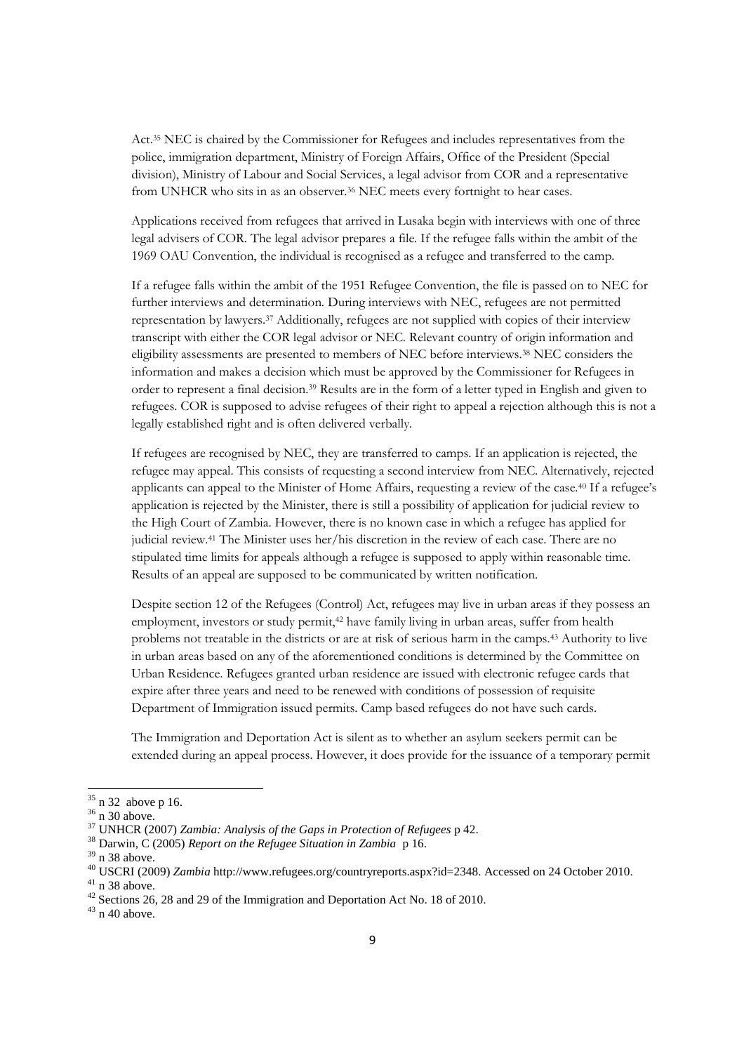Act.[35] NEC is chaired by the Commissioner for Refugees and includes representatives from the police, immigration department, Ministry of Foreign Affairs, Office of the President (Special division), Ministry of Labour and Social Services, a legal advisor from COR and a representative from UNHCR who sits in as an observer.[36] NEC meets every fortnight to hear cases.

Applications received from refugees that arrived in Lusaka begin with interviews with one of three legal advisers of COR. The legal advisor prepares a file. If the refugee falls within the ambit of the 1969 OAU Convention, the individual is recognised as a refugee and transferred to the camp.

If a refugee falls within the ambit of the 1951 Refugee Convention, the file is passed on to NEC for further interviews and determination. During interviews with NEC, refugees are not permitted representation by lawyers.[37] Additionally, refugees are not supplied with copies of their interview transcript with either the COR legal advisor or NEC. Relevant country of origin information and eligibility assessments are presented to members of NEC before interviews.[38] NEC considers the information and makes a decision which must be approved by the Commissioner for Refugees in order to represent a final decision.[39] Results are in the form of a letter typed in English and given to refugees. COR is supposed to advise refugees of their right to appeal a rejection although this is not a legally established right and is often delivered verbally.

If refugees are recognised by NEC, they are transferred to camps. If an application is rejected, the refugee may appeal. This consists of requesting a second interview from NEC. Alternatively, rejected applicants can appeal to the Minister of Home Affairs, requesting a review of the case.[40] If a refugee's application is rejected by the Minister, there is still a possibility of application for judicial review to the High Court of Zambia. However, there is no known case in which a refugee has applied for judicial review.[41] The Minister uses her/his discretion in the review of each case. There are no stipulated time limits for appeals although a refugee is supposed to apply within reasonable time. Results of an appeal are supposed to be communicated by written notification.

Despite section 12 of the Refugees (Control) Act, refugees may live in urban areas if they possess an employment, investors or study permit,[42] have family living in urban areas, suffer from health problems not treatable in the districts or are at risk of serious harm in the camps.[43] Authority to live in urban areas based on any of the aforementioned conditions is determined by the Committee on Urban Residence. Refugees granted urban residence are issued with electronic refugee cards that expire after three years and need to be renewed with conditions of possession of requisite Department of Immigration issued permits. Camp based refugees do not have such cards.

The Immigration and Deportation Act is silent as to whether an asylum seekers permit can be extended during an appeal process. However, it does provide for the issuance of a temporary permit

---

[35] n 32 above p 16.

[36] n 30 above.

[37] UNHCR (2007) *Zambia: Analysis of the Gaps in Protection of Refugees* p 42.

[38] Darwin, C (2005) *Report on the Refugee Situation in Zambia* p 16.

[39] n 38 above.

[40] USCRI (2009) *Zambia* http://www.refugees.org/countryreports.aspx?id=2348. Accessed on 24 October 2010.

[41] n 38 above.

[42] Sections 26, 28 and 29 of the Immigration and Deportation Act No. 18 of 2010.

[43] n 40 above.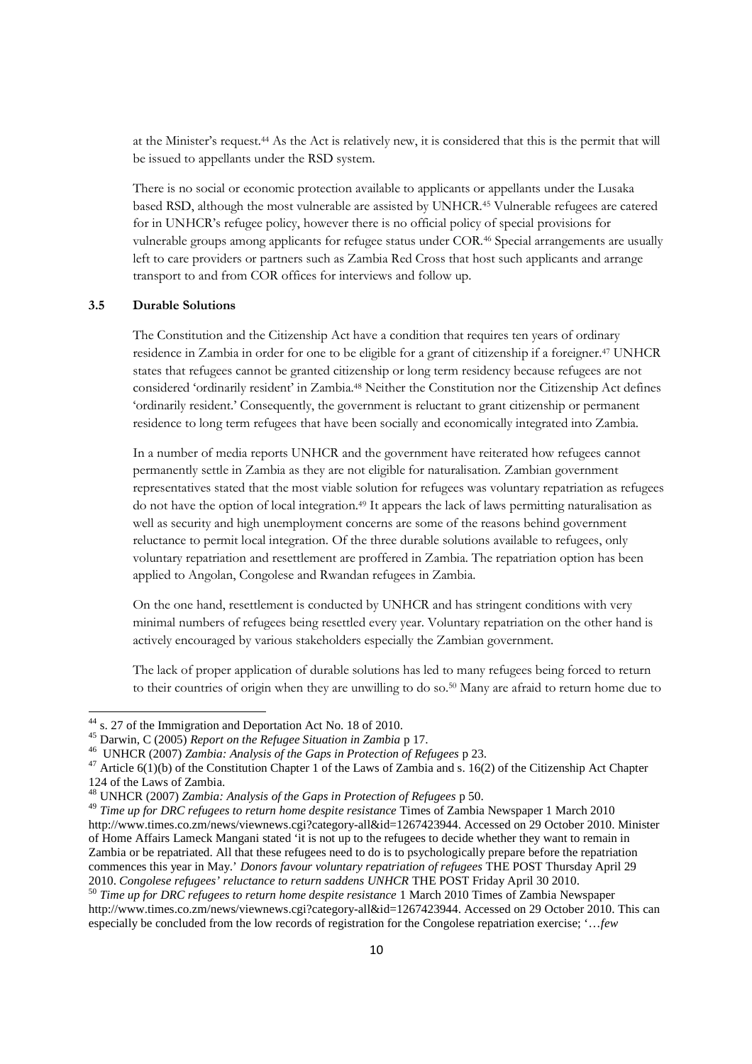at the Minister's request.[44] As the Act is relatively new, it is considered that this is the permit that will be issued to appellants under the RSD system.

There is no social or economic protection available to applicants or appellants under the Lusaka based RSD, although the most vulnerable are assisted by UNHCR.[45] Vulnerable refugees are catered for in UNHCR's refugee policy, however there is no official policy of special provisions for vulnerable groups among applicants for refugee status under COR.[46] Special arrangements are usually left to care providers or partners such as Zambia Red Cross that host such applicants and arrange transport to and from COR offices for interviews and follow up.

### 3.5 Durable Solutions

The Constitution and the Citizenship Act have a condition that requires ten years of ordinary residence in Zambia in order for one to be eligible for a grant of citizenship if a foreigner.[47] UNHCR states that refugees cannot be granted citizenship or long term residency because refugees are not considered 'ordinarily resident' in Zambia.[48] Neither the Constitution nor the Citizenship Act defines 'ordinarily resident.' Consequently, the government is reluctant to grant citizenship or permanent residence to long term refugees that have been socially and economically integrated into Zambia.

In a number of media reports UNHCR and the government have reiterated how refugees cannot permanently settle in Zambia as they are not eligible for naturalisation. Zambian government representatives stated that the most viable solution for refugees was voluntary repatriation as refugees do not have the option of local integration.[49] It appears the lack of laws permitting naturalisation as well as security and high unemployment concerns are some of the reasons behind government reluctance to permit local integration. Of the three durable solutions available to refugees, only voluntary repatriation and resettlement are proffered in Zambia. The repatriation option has been applied to Angolan, Congolese and Rwandan refugees in Zambia.

On the one hand, resettlement is conducted by UNHCR and has stringent conditions with very minimal numbers of refugees being resettled every year. Voluntary repatriation on the other hand is actively encouraged by various stakeholders especially the Zambian government.

The lack of proper application of durable solutions has led to many refugees being forced to return to their countries of origin when they are unwilling to do so.[50] Many are afraid to return home due to

---

[44] s. 27 of the Immigration and Deportation Act No. 18 of 2010.

[45] Darwin, C (2005) *Report on the Refugee Situation in Zambia* p 17.

[46] UNHCR (2007) *Zambia: Analysis of the Gaps in Protection of Refugees* p 23.

[47] Article 6(1)(b) of the Constitution Chapter 1 of the Laws of Zambia and s. 16(2) of the Citizenship Act Chapter 124 of the Laws of Zambia.

[48] UNHCR (2007) *Zambia: Analysis of the Gaps in Protection of Refugees* p 50.

[49] *Time up for DRC refugees to return home despite resistance* Times of Zambia Newspaper 1 March 2010 http://www.times.co.zm/news/viewnews.cgi?category-all&id=1267423944. Accessed on 29 October 2010. Minister of Home Affairs Lameck Mangani stated 'it is not up to the refugees to decide whether they want to remain in Zambia or be repatriated. All that these refugees need to do is to psychologically prepare before the repatriation commences this year in May.' *Donors favour voluntary repatriation of refugees* THE POST Thursday April 29 2010. *Congolese refugees' reluctance to return saddens UNHCR* THE POST Friday April 30 2010.

[50] *Time up for DRC refugees to return home despite resistance* 1 March 2010 Times of Zambia Newspaper http://www.times.co.zm/news/viewnews.cgi?category-all&id=1267423944. Accessed on 29 October 2010. This can especially be concluded from the low records of registration for the Congolese repatriation exercise; '…*few*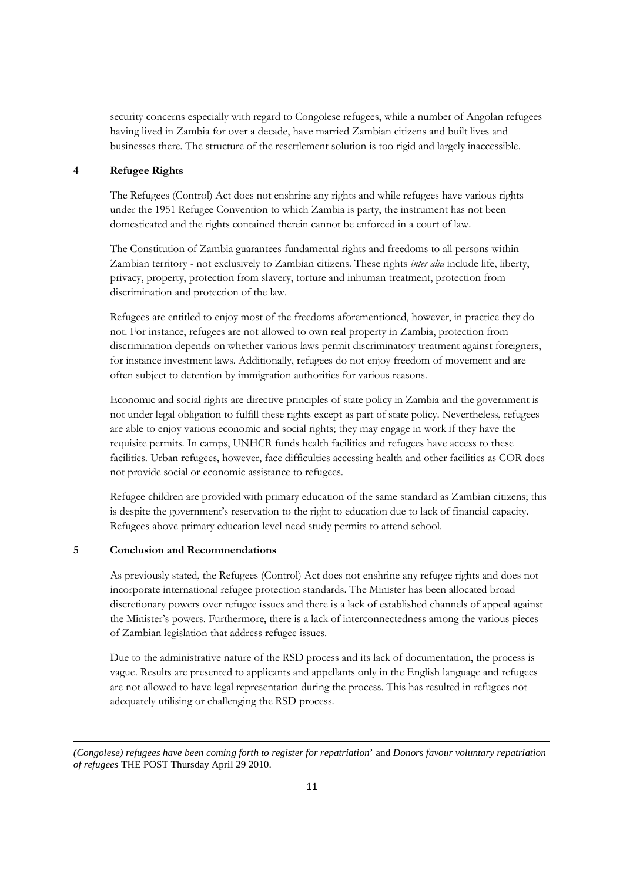security concerns especially with regard to Congolese refugees, while a number of Angolan refugees having lived in Zambia for over a decade, have married Zambian citizens and built lives and businesses there. The structure of the resettlement solution is too rigid and largely inaccessible.

## 4 Refugee Rights

The Refugees (Control) Act does not enshrine any rights and while refugees have various rights under the 1951 Refugee Convention to which Zambia is party, the instrument has not been domesticated and the rights contained therein cannot be enforced in a court of law.

The Constitution of Zambia guarantees fundamental rights and freedoms to all persons within Zambian territory - not exclusively to Zambian citizens. These rights *inter alia* include life, liberty, privacy, property, protection from slavery, torture and inhuman treatment, protection from discrimination and protection of the law.

Refugees are entitled to enjoy most of the freedoms aforementioned, however, in practice they do not. For instance, refugees are not allowed to own real property in Zambia, protection from discrimination depends on whether various laws permit discriminatory treatment against foreigners, for instance investment laws. Additionally, refugees do not enjoy freedom of movement and are often subject to detention by immigration authorities for various reasons.

Economic and social rights are directive principles of state policy in Zambia and the government is not under legal obligation to fulfill these rights except as part of state policy. Nevertheless, refugees are able to enjoy various economic and social rights; they may engage in work if they have the requisite permits. In camps, UNHCR funds health facilities and refugees have access to these facilities. Urban refugees, however, face difficulties accessing health and other facilities as COR does not provide social or economic assistance to refugees.

Refugee children are provided with primary education of the same standard as Zambian citizens; this is despite the government's reservation to the right to education due to lack of financial capacity. Refugees above primary education level need study permits to attend school.

## 5 Conclusion and Recommendations

As previously stated, the Refugees (Control) Act does not enshrine any refugee rights and does not incorporate international refugee protection standards. The Minister has been allocated broad discretionary powers over refugee issues and there is a lack of established channels of appeal against the Minister's powers. Furthermore, there is a lack of interconnectedness among the various pieces of Zambian legislation that address refugee issues.

Due to the administrative nature of the RSD process and its lack of documentation, the process is vague. Results are presented to applicants and appellants only in the English language and refugees are not allowed to have legal representation during the process. This has resulted in refugees not adequately utilising or challenging the RSD process.

---

*(Congolese) refugees have been coming forth to register for repatriation*' and *Donors favour voluntary repatriation of refugees* THE POST Thursday April 29 2010.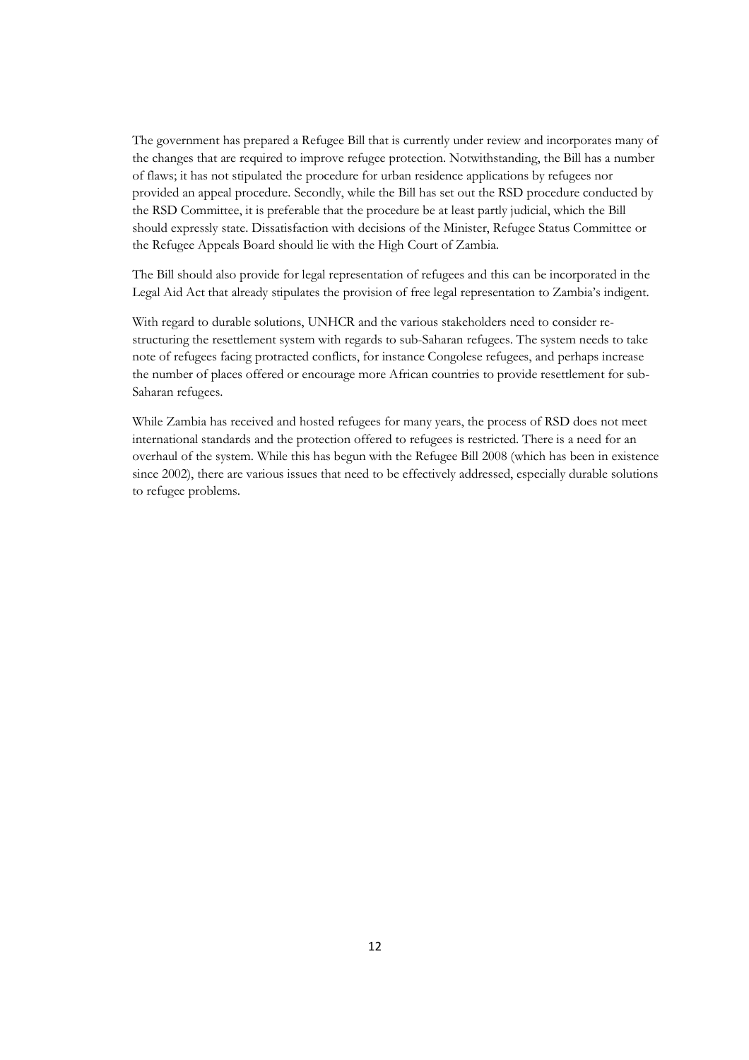The government has prepared a Refugee Bill that is currently under review and incorporates many of the changes that are required to improve refugee protection. Notwithstanding, the Bill has a number of flaws; it has not stipulated the procedure for urban residence applications by refugees nor provided an appeal procedure. Secondly, while the Bill has set out the RSD procedure conducted by the RSD Committee, it is preferable that the procedure be at least partly judicial, which the Bill should expressly state. Dissatisfaction with decisions of the Minister, Refugee Status Committee or the Refugee Appeals Board should lie with the High Court of Zambia.

The Bill should also provide for legal representation of refugees and this can be incorporated in the Legal Aid Act that already stipulates the provision of free legal representation to Zambia's indigent.

With regard to durable solutions, UNHCR and the various stakeholders need to consider re-structuring the resettlement system with regards to sub-Saharan refugees. The system needs to take note of refugees facing protracted conflicts, for instance Congolese refugees, and perhaps increase the number of places offered or encourage more African countries to provide resettlement for sub-Saharan refugees.

While Zambia has received and hosted refugees for many years, the process of RSD does not meet international standards and the protection offered to refugees is restricted. There is a need for an overhaul of the system. While this has begun with the Refugee Bill 2008 (which has been in existence since 2002), there are various issues that need to be effectively addressed, especially durable solutions to refugee problems.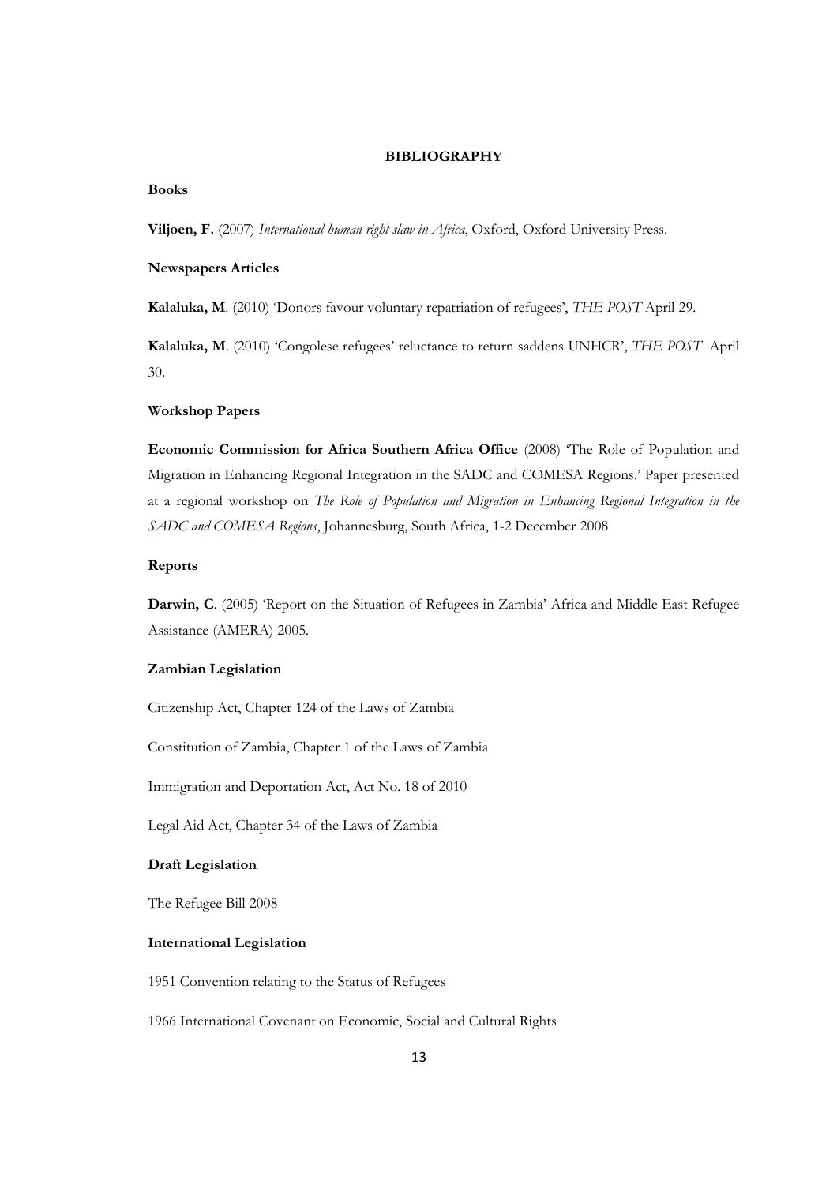# BIBLIOGRAPHY

**Books**

**Viljoen, F.** (2007) *International human right slaw in Africa*, Oxford, Oxford University Press.

**Newspapers Articles**

**Kalaluka, M**. (2010) 'Donors favour voluntary repatriation of refugees', *THE POST* April 29.

**Kalaluka, M**. (2010) 'Congolese refugees' reluctance to return saddens UNHCR', *THE POST* April 30.

**Workshop Papers**

**Economic Commission for Africa Southern Africa Office** (2008) 'The Role of Population and Migration in Enhancing Regional Integration in the SADC and COMESA Regions.' Paper presented at a regional workshop on *The Role of Population and Migration in Enhancing Regional Integration in the SADC and COMESA Regions*, Johannesburg, South Africa, 1-2 December 2008

**Reports**

**Darwin, C**. (2005) 'Report on the Situation of Refugees in Zambia' Africa and Middle East Refugee Assistance (AMERA) 2005.

**Zambian Legislation**

Citizenship Act, Chapter 124 of the Laws of Zambia

Constitution of Zambia, Chapter 1 of the Laws of Zambia

Immigration and Deportation Act, Act No. 18 of 2010

Legal Aid Act, Chapter 34 of the Laws of Zambia

**Draft Legislation**

The Refugee Bill 2008

**International Legislation**

1951 Convention relating to the Status of Refugees

1966 International Covenant on Economic, Social and Cultural Rights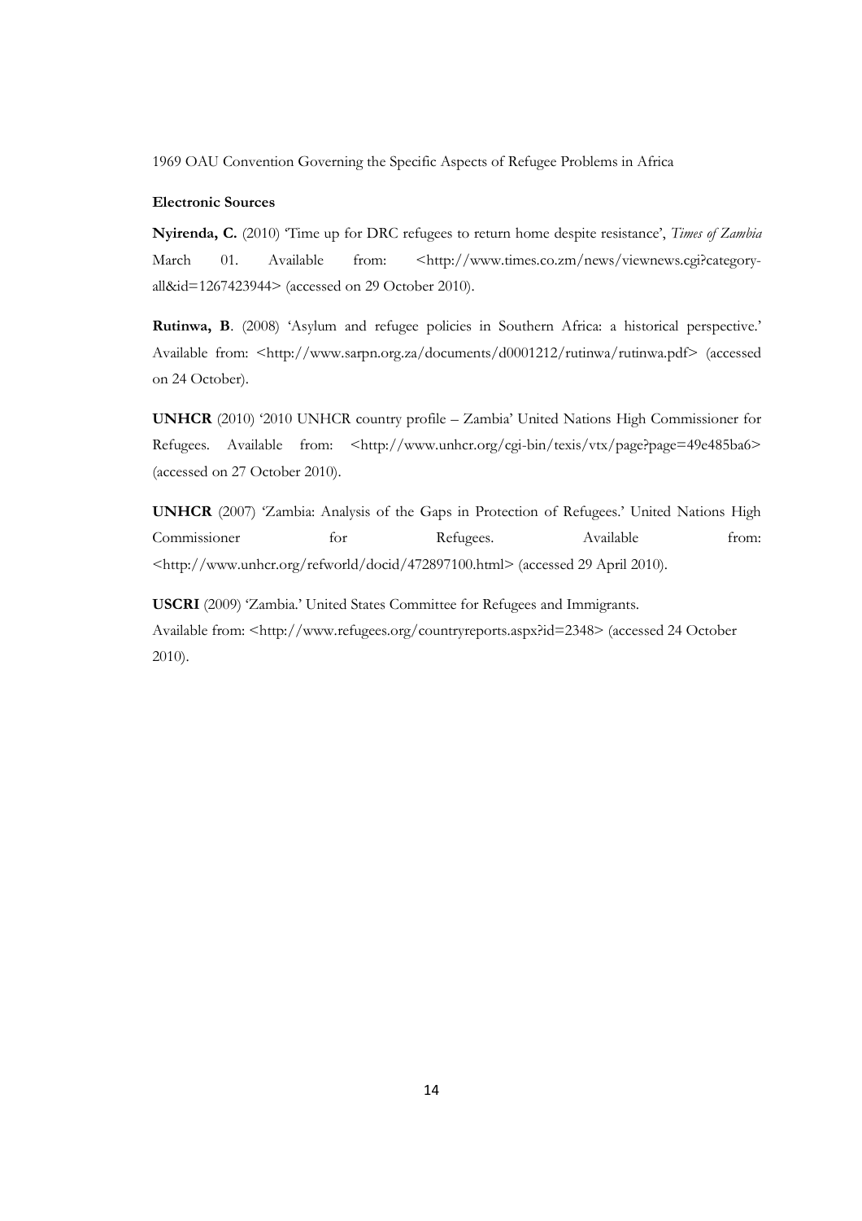1969 OAU Convention Governing the Specific Aspects of Refugee Problems in Africa

**Electronic Sources**

**Nyirenda, C.** (2010) 'Time up for DRC refugees to return home despite resistance', *Times of Zambia* March 01. Available from: <http://www.times.co.zm/news/viewnews.cgi?category-all&id=1267423944> (accessed on 29 October 2010).

**Rutinwa, B**. (2008) 'Asylum and refugee policies in Southern Africa: a historical perspective.' Available from: <http://www.sarpn.org.za/documents/d0001212/rutinwa/rutinwa.pdf> (accessed on 24 October).

**UNHCR** (2010) '2010 UNHCR country profile – Zambia' United Nations High Commissioner for Refugees. Available from: <http://www.unhcr.org/cgi-bin/texis/vtx/page?page=49e485ba6> (accessed on 27 October 2010).

**UNHCR** (2007) 'Zambia: Analysis of the Gaps in Protection of Refugees.' United Nations High Commissioner for Refugees. Available from: <http://www.unhcr.org/refworld/docid/472897100.html> (accessed 29 April 2010).

**USCRI** (2009) 'Zambia.' United States Committee for Refugees and Immigrants. Available from: <http://www.refugees.org/countryreports.aspx?id=2348> (accessed 24 October 2010).